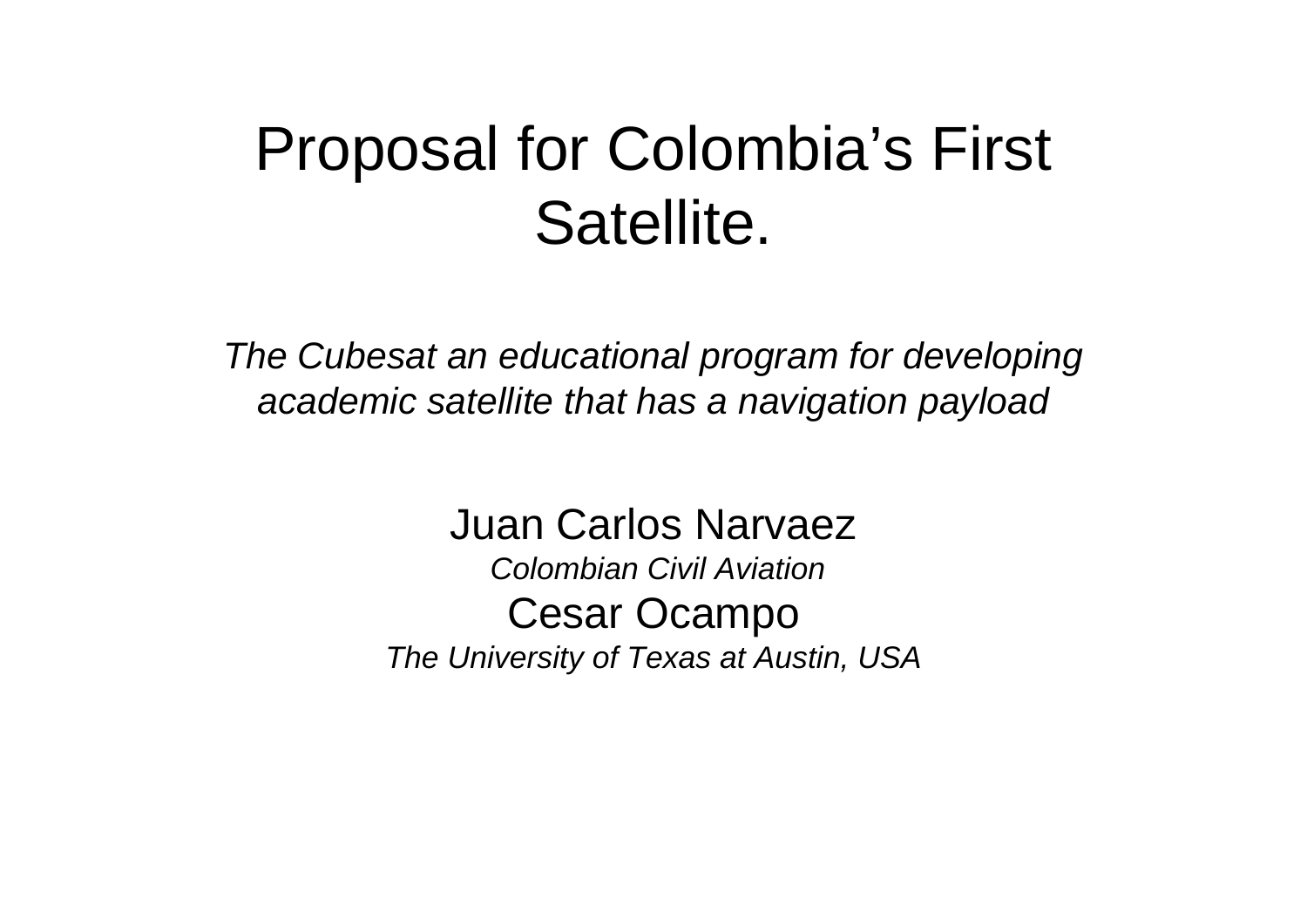# Proposal for Colombia’s First Satellite.

*The Cubesat an educational program for developing academic satellite that has a navigation payload*

Juan Carlos Narvaez

*Colombian Civil Aviation*

Cesar Ocampo

*The University of Texas at Austin, USA*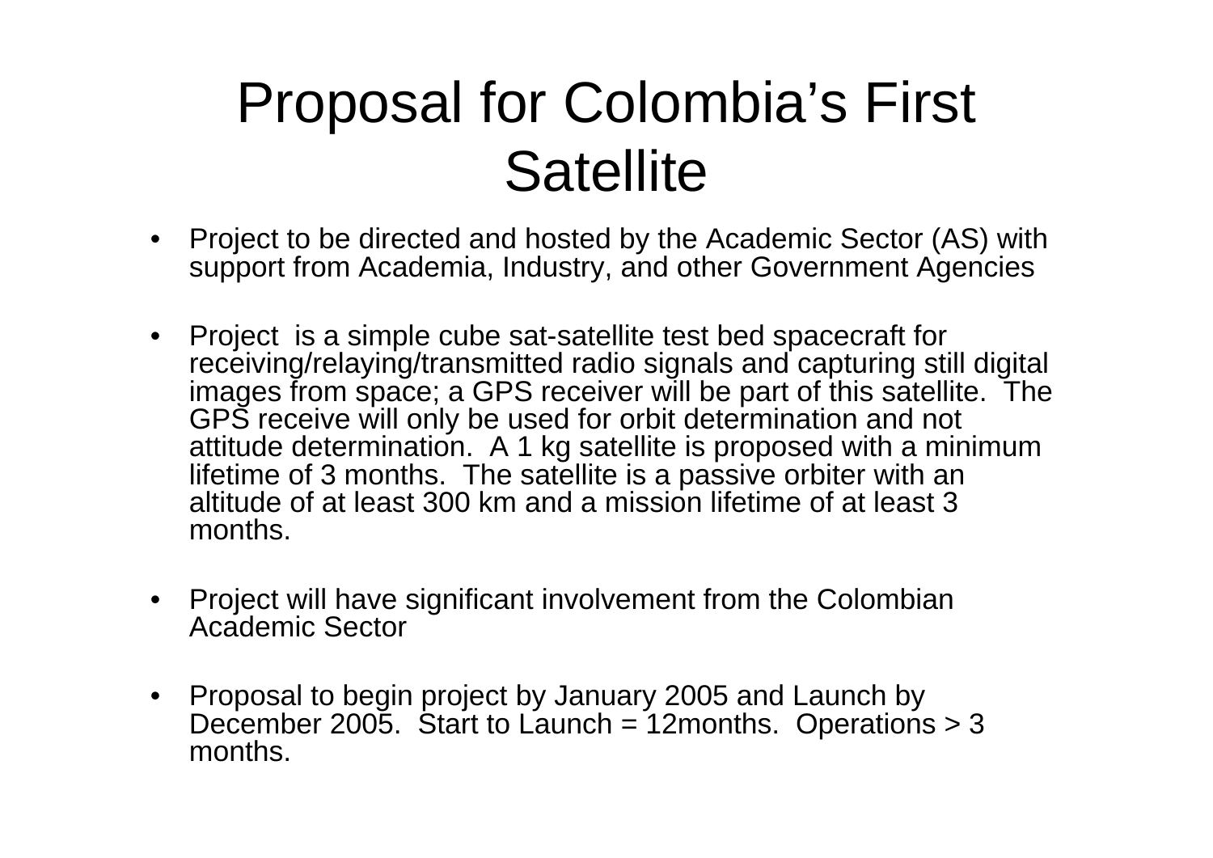# Proposal for Colombia's First Satellite

- Project to be directed and hosted by the Academic Sector (AS) with support from Academia, Industry, and other Government Agencies

- Project is a simple cube sat-satellite test bed spacecraft for receiving/relaying/transmitted radio signals and capturing still digital images from space; a GPS receiver will be part of this satellite. The GPS receive will only be used for orbit determination and not attitude determination. A 1 kg satellite is proposed with a minimum lifetime of 3 months. The satellite is a passive orbiter with an altitude of at least 300 km and a mission lifetime of at least 3 months.

- Project will have significant involvement from the Colombian Academic Sector

- Proposal to begin project by January 2005 and Launch by December 2005. Start to Launch = 12months. Operations > 3 months.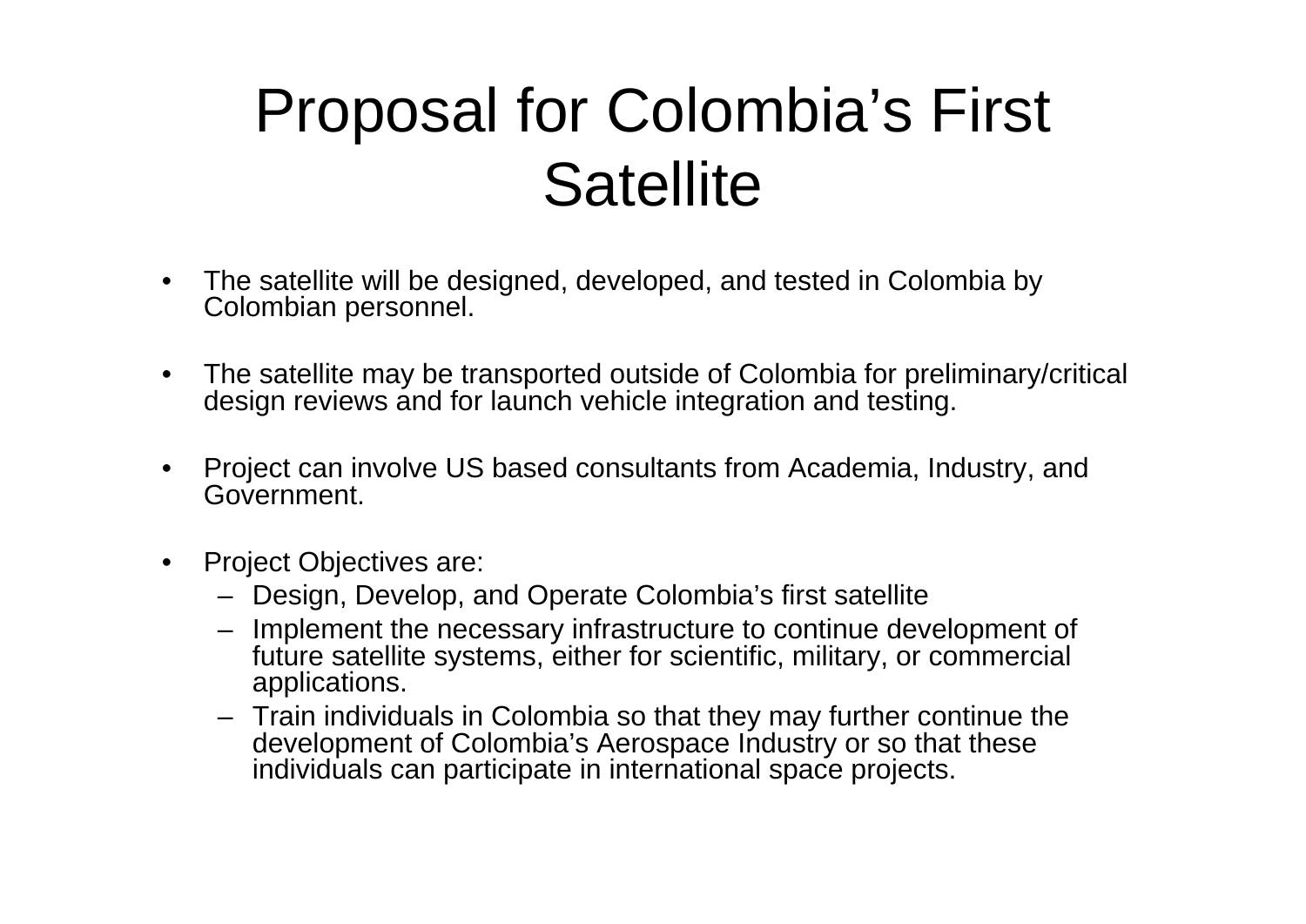# Proposal for Colombia's First Satellite

- The satellite will be designed, developed, and tested in Colombia by Colombian personnel.
- The satellite may be transported outside of Colombia for preliminary/critical design reviews and for launch vehicle integration and testing.
- Project can involve US based consultants from Academia, Industry, and Government.
- Project Objectives are:
  - Design, Develop, and Operate Colombia's first satellite
  - Implement the necessary infrastructure to continue development of future satellite systems, either for scientific, military, or commercial applications.
  - Train individuals in Colombia so that they may further continue the development of Colombia's Aerospace Industry or so that these individuals can participate in international space projects.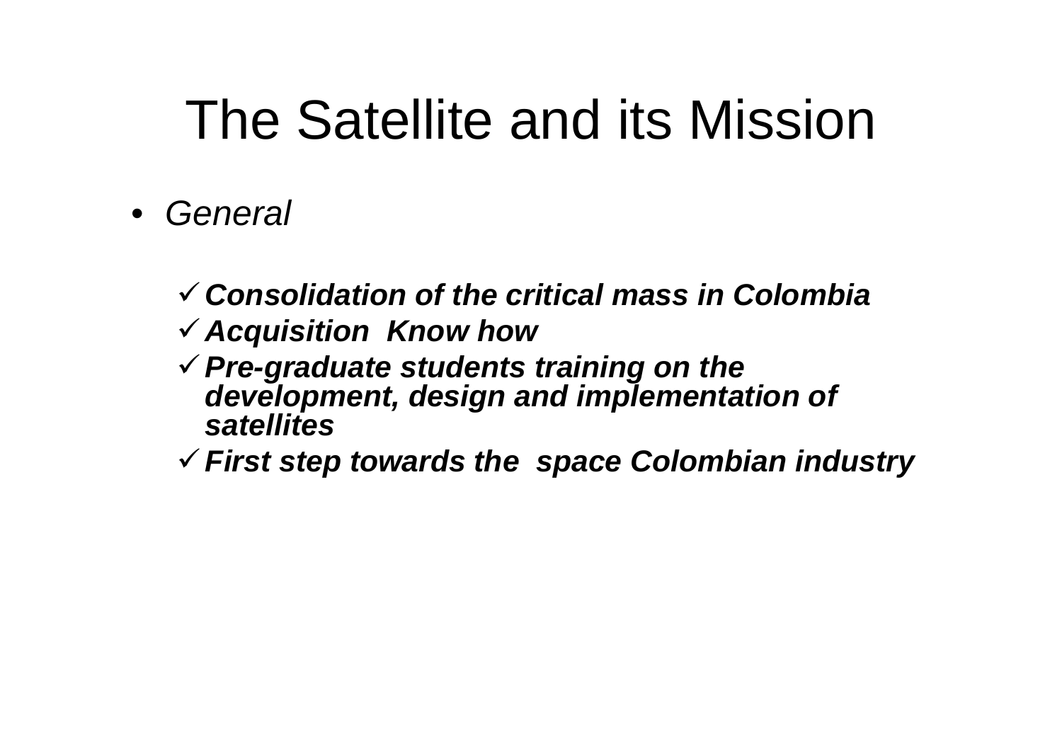# The Satellite and its Mission

- *General*

  - ✓ ***Consolidation of the critical mass in Colombia***
  - ✓ ***Acquisition  Know how***
  - ✓ ***Pre-graduate students training on the development, design and implementation of satellites***
  - ✓ ***First step towards the  space Colombian industry***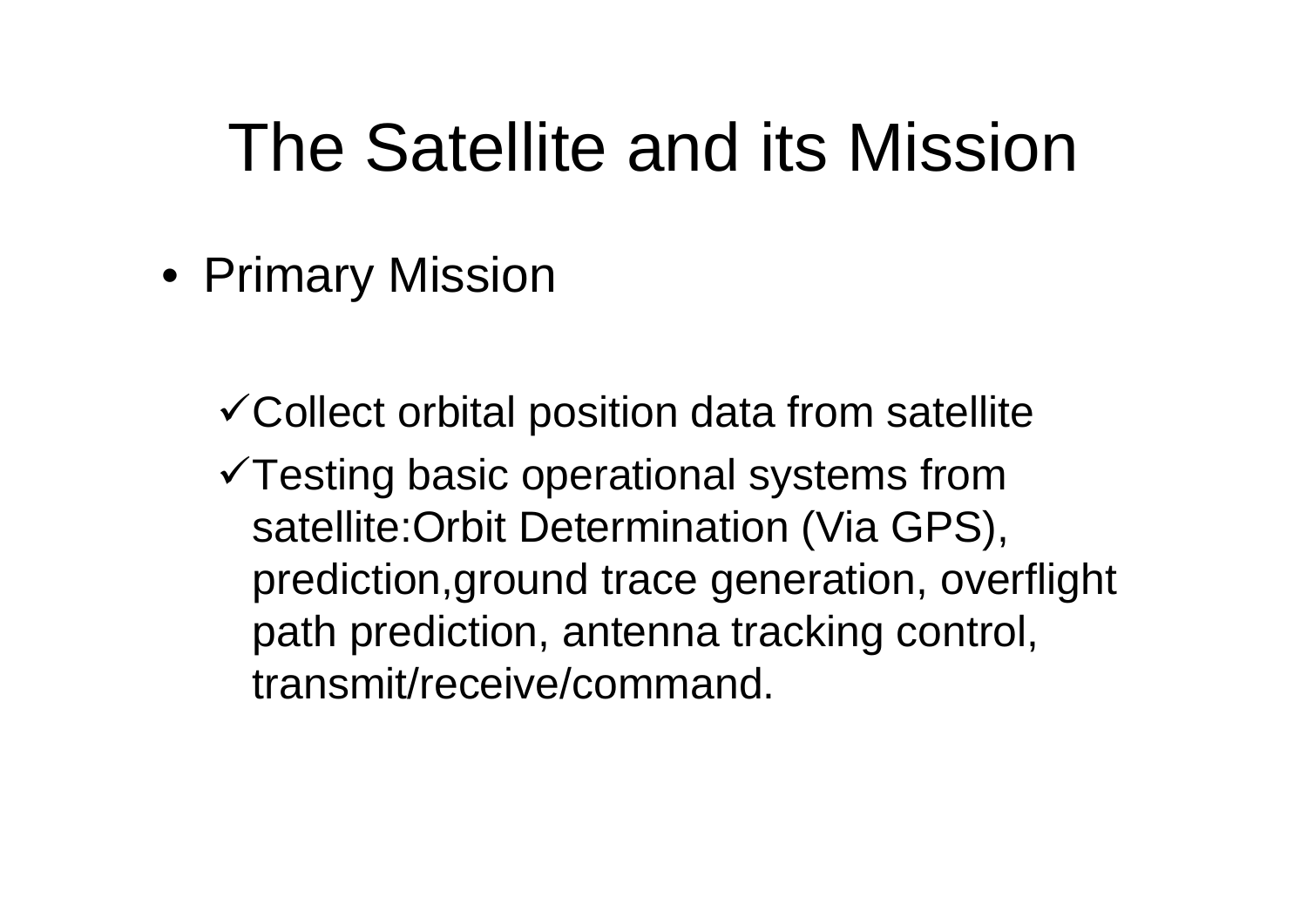# The Satellite and its Mission

- Primary Mission

  - ✓Collect orbital position data from satellite
  - ✓Testing basic operational systems from satellite:Orbit Determination (Via GPS), prediction,ground trace generation, overflight path prediction, antenna tracking control, transmit/receive/command.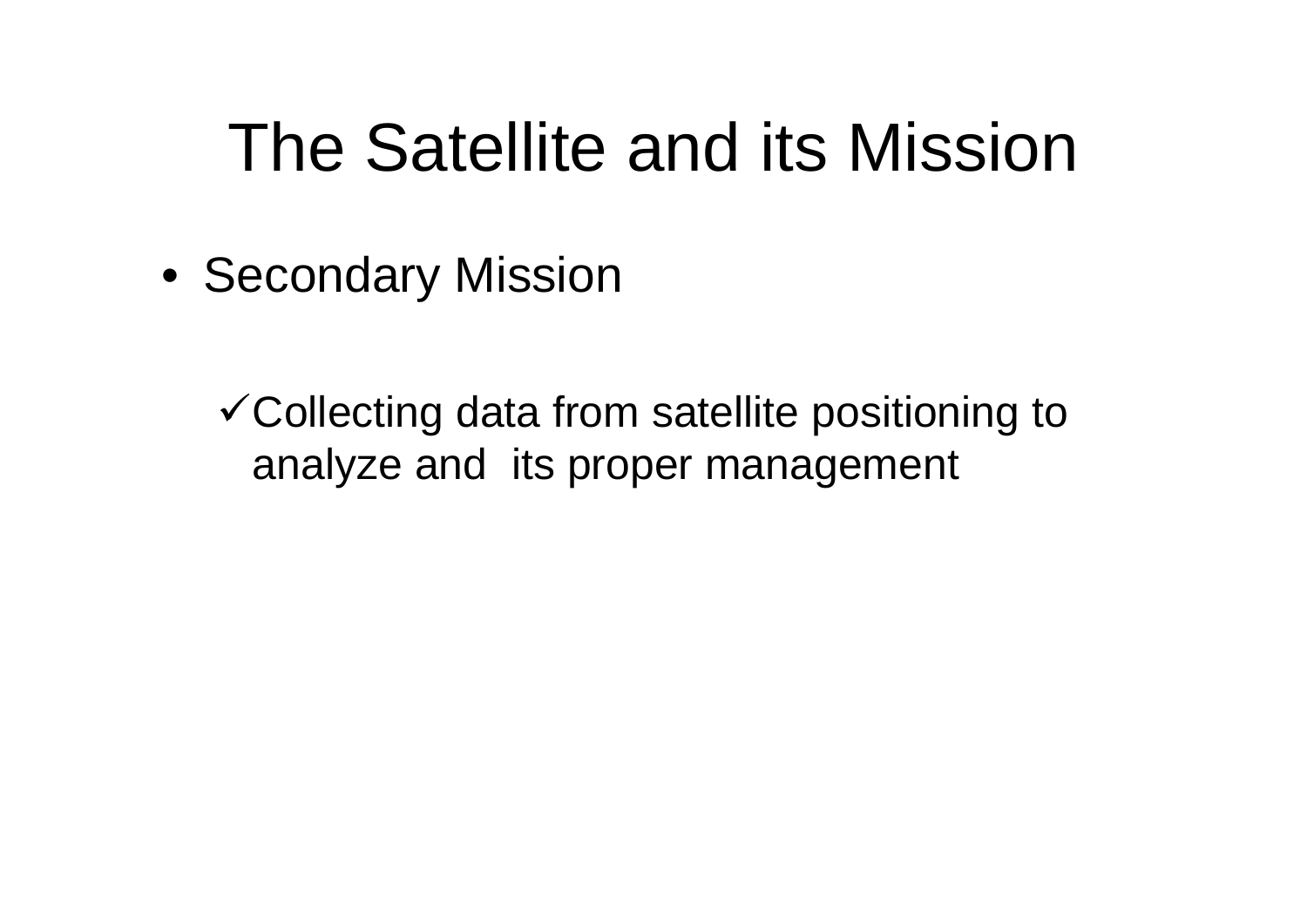# The Satellite and its Mission

- Secondary Mission
  - ✓Collecting data from satellite positioning to analyze and  its proper management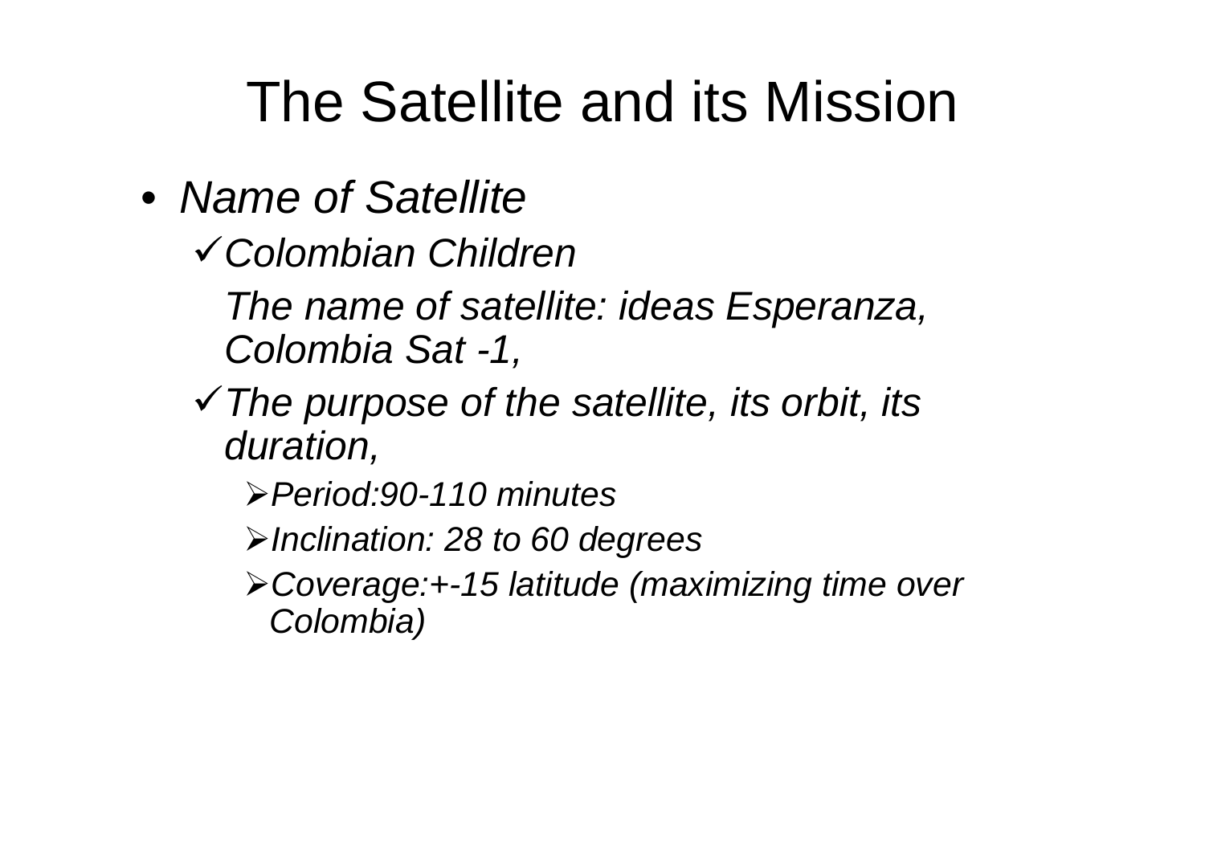# The Satellite and its Mission

- *Name of Satellite*
  - ✓ *Colombian Children*

    *The name of satellite: ideas Esperanza, Colombia Sat -1,*
  - ✓ *The purpose of the satellite, its orbit, its duration,*
    - ➢ *Period:90-110 minutes*
    - ➢ *Inclination: 28 to 60 degrees*
    - ➢ *Coverage:+-15 latitude (maximizing time over Colombia)*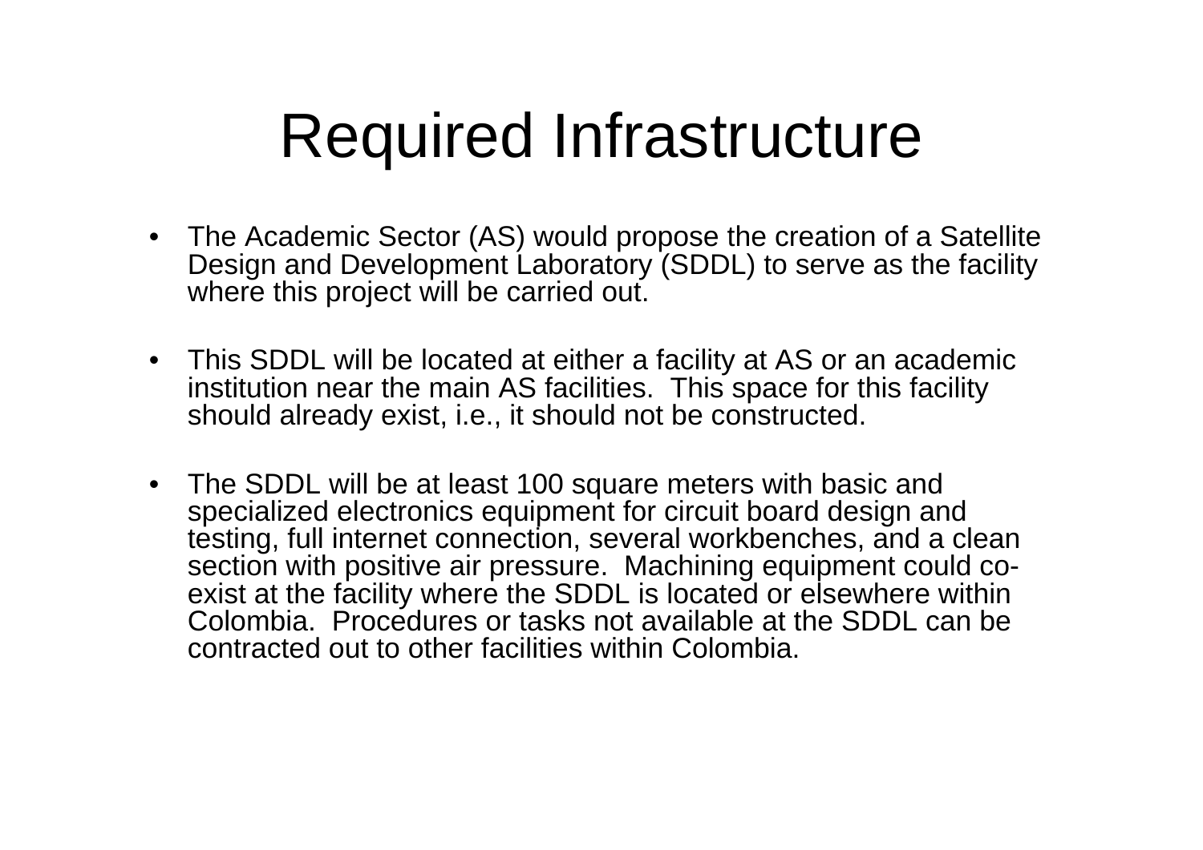# Required Infrastructure

- The Academic Sector (AS) would propose the creation of a Satellite Design and Development Laboratory (SDDL) to serve as the facility where this project will be carried out.

- This SDDL will be located at either a facility at AS or an academic institution near the main AS facilities. This space for this facility should already exist, i.e., it should not be constructed.

- The SDDL will be at least 100 square meters with basic and specialized electronics equipment for circuit board design and testing, full internet connection, several workbenches, and a clean section with positive air pressure. Machining equipment could co-exist at the facility where the SDDL is located or elsewhere within Colombia. Procedures or tasks not available at the SDDL can be contracted out to other facilities within Colombia.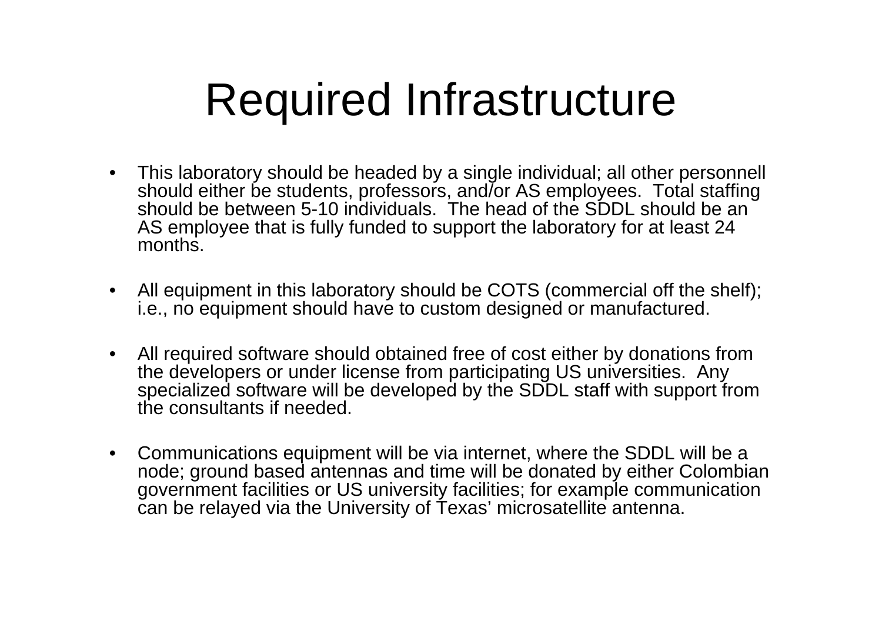# Required Infrastructure

- This laboratory should be headed by a single individual; all other personnell should either be students, professors, and/or AS employees. Total staffing should be between 5-10 individuals. The head of the SDDL should be an AS employee that is fully funded to support the laboratory for at least 24 months.

- All equipment in this laboratory should be COTS (commercial off the shelf); i.e., no equipment should have to custom designed or manufactured.

- All required software should obtained free of cost either by donations from the developers or under license from participating US universities. Any specialized software will be developed by the SDDL staff with support from the consultants if needed.

- Communications equipment will be via internet, where the SDDL will be a node; ground based antennas and time will be donated by either Colombian government facilities or US university facilities; for example communication can be relayed via the University of Texas' microsatellite antenna.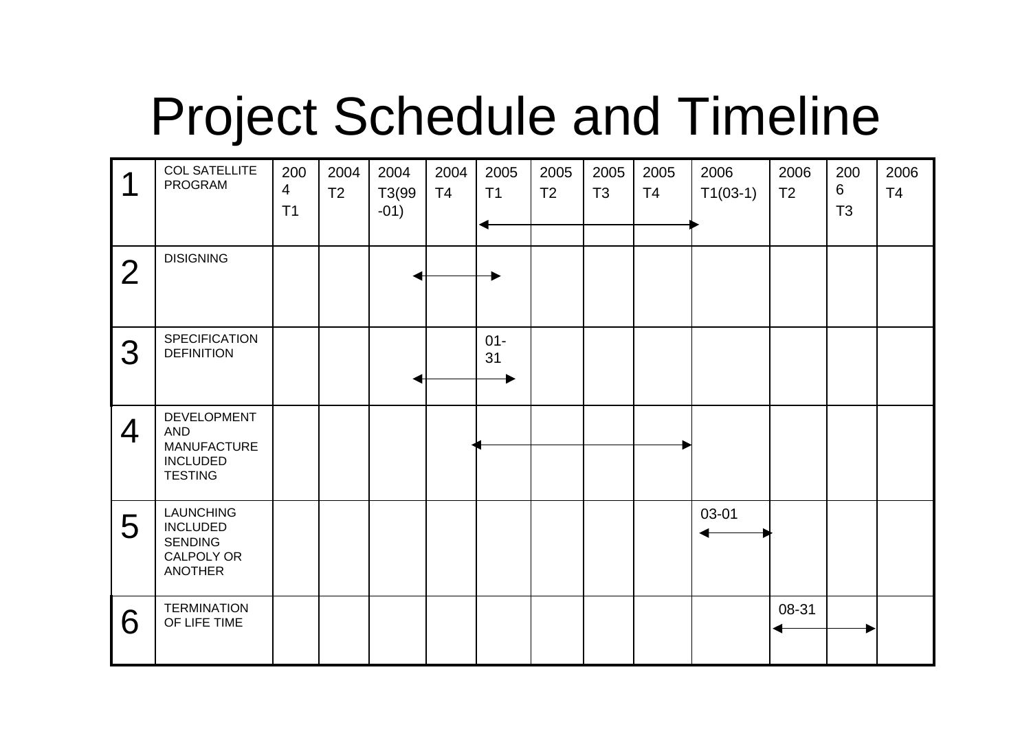# Project Schedule and Timeline

| 1 | COL SATELLITE PROGRAM | 2004 T1 | 2004 T2 | 2004 T3(99-01) | 2004 T4 | 2005 T1 | 2005 T2 | 2005 T3 | 2005 T4 | 2006 T1(03-1) | 2006 T2 | 2006 T3 | 2006 T4 |
|---|---|---|---|---|---|---|---|---|---|---|---|---|---|
| 2 | DISIGNING | | | | | | | | | | | | |
| 3 | SPECIFICATION DEFINITION | | | | | 01-31 | | | | | | | |
| 4 | DEVELOPMENT AND MANUFACTURE INCLUDED TESTING | | | | | | | | | | | | |
| 5 | LAUNCHING INCLUDED SENDING CALPOLY OR ANOTHER | | | | | | | | | 03-01 | | | |
| 6 | TERMINATION OF LIFE TIME | | | | | | | | | | 08-31 | | |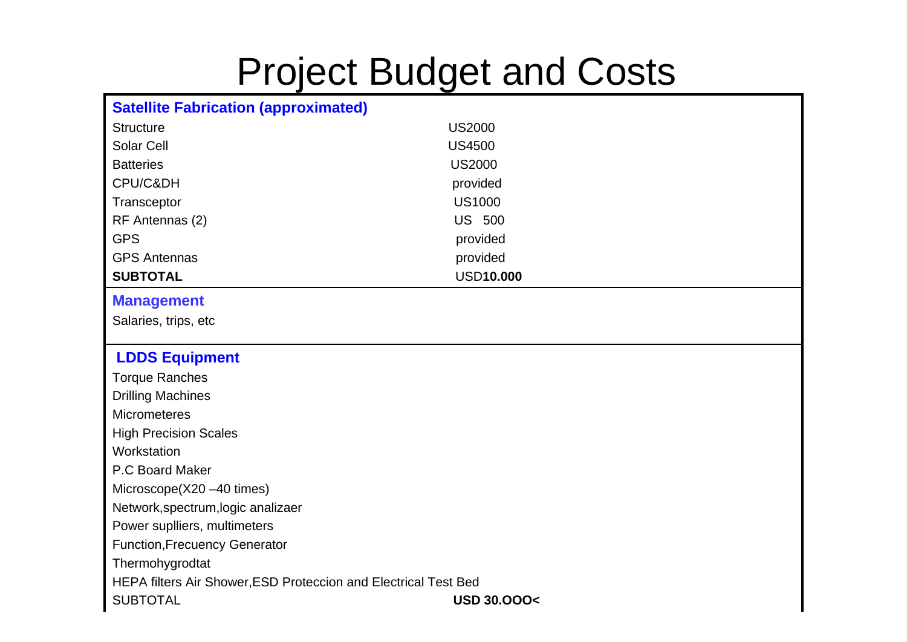# Project Budget and Costs

| **Satellite Fabrication (approximated)** | |
| --- | --- |
| Structure | US2000 |
| Solar Cell | US4500 |
| Batteries | US2000 |
| CPU/C&DH | provided |
| Transceptor | US1000 |
| RF Antennas (2) | US 500 |
| GPS | provided |
| GPS Antennas | provided |
| **SUBTOTAL** | USD**10.000** |

**Management**

Salaries, trips, etc

| **LDDS Equipment** | |
| --- | --- |
| Torque Ranches | |
| Drilling Machines | |
| Micrometeres | |
| High Precision Scales | |
| Workstation | |
| P.C Board Maker | |
| Microscope(X20 –40 times) | |
| Network,spectrum,logic analizaer | |
| Power suplliers, multimeters | |
| Function,Frecuency Generator | |
| Thermohygrodtat | |
| HEPA filters Air Shower,ESD Proteccion and Electrical Test Bed | |
| SUBTOTAL | **USD 30.OOO<** |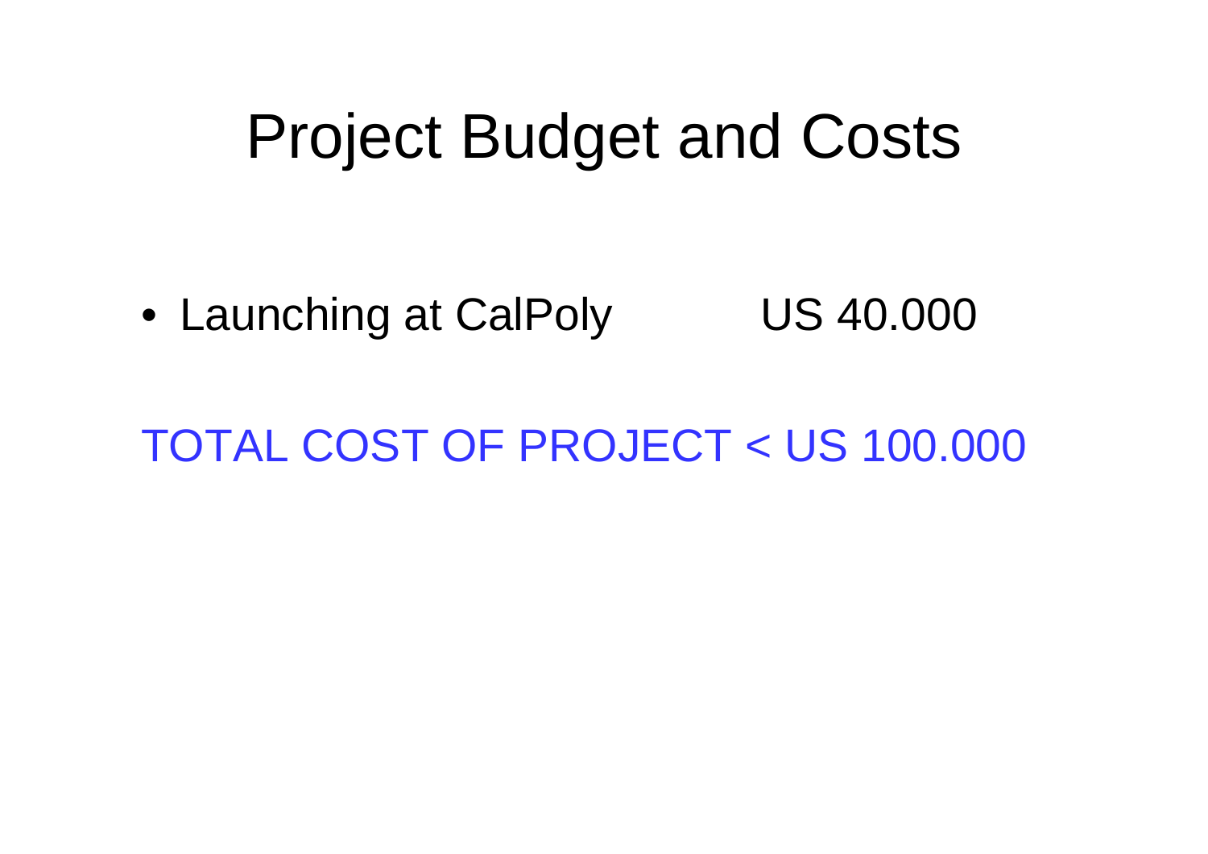# Project Budget and Costs

- Launching at CalPoly US 40.000

TOTAL COST OF PROJECT < US 100.000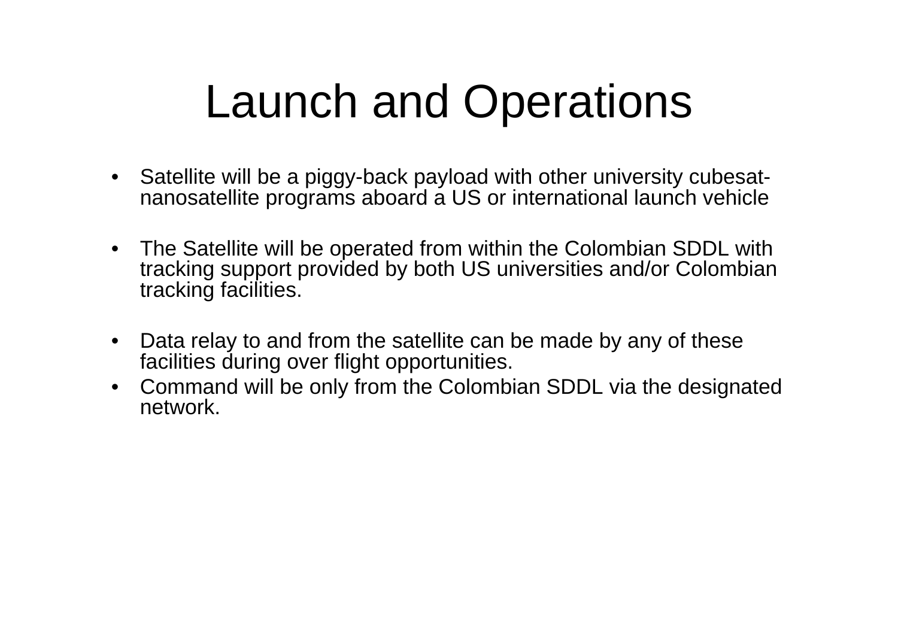# Launch and Operations

- Satellite will be a piggy-back payload with other university cubesat-nanosatellite programs aboard a US or international launch vehicle
- The Satellite will be operated from within the Colombian SDDL with tracking support provided by both US universities and/or Colombian tracking facilities.
- Data relay to and from the satellite can be made by any of these facilities during over flight opportunities.
- Command will be only from the Colombian SDDL via the designated network.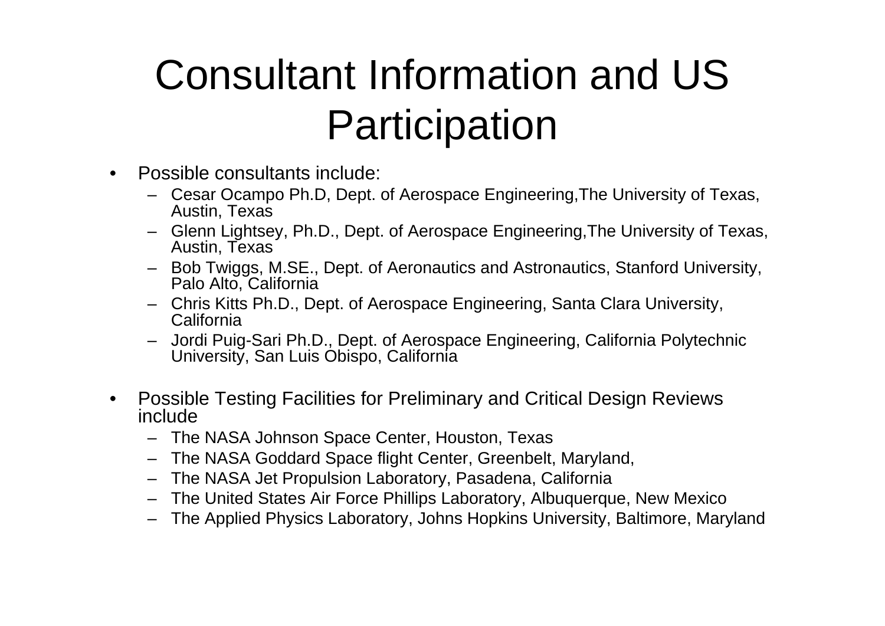# Consultant Information and US Participation

- Possible consultants include:
  - Cesar Ocampo Ph.D, Dept. of Aerospace Engineering,The University of Texas, Austin, Texas
  - Glenn Lightsey, Ph.D., Dept. of Aerospace Engineering,The University of Texas, Austin, Texas
  - Bob Twiggs, M.SE., Dept. of Aeronautics and Astronautics, Stanford University, Palo Alto, California
  - Chris Kitts Ph.D., Dept. of Aerospace Engineering, Santa Clara University, California
  - Jordi Puig-Sari Ph.D., Dept. of Aerospace Engineering, California Polytechnic University, San Luis Obispo, California

- Possible Testing Facilities for Preliminary and Critical Design Reviews include
  - The NASA Johnson Space Center, Houston, Texas
  - The NASA Goddard Space flight Center, Greenbelt, Maryland,
  - The NASA Jet Propulsion Laboratory, Pasadena, California
  - The United States Air Force Phillips Laboratory, Albuquerque, New Mexico
  - The Applied Physics Laboratory, Johns Hopkins University, Baltimore, Maryland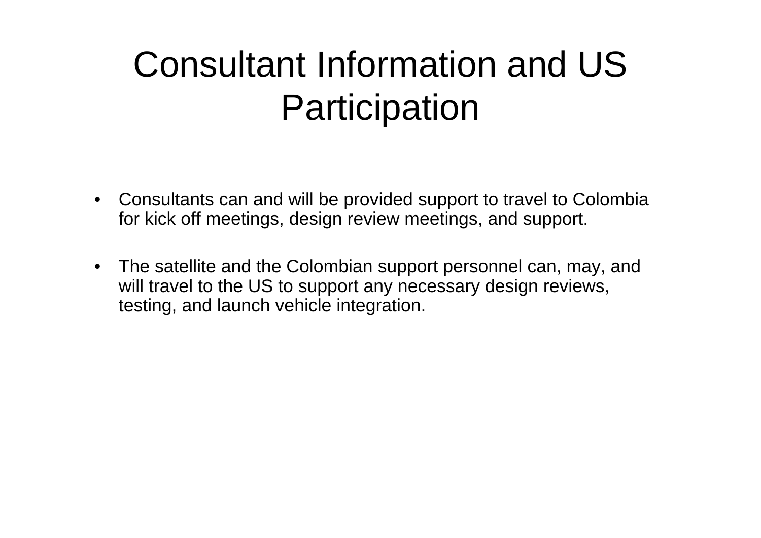# Consultant Information and US Participation

- Consultants can and will be provided support to travel to Colombia for kick off meetings, design review meetings, and support.
- The satellite and the Colombian support personnel can, may, and will travel to the US to support any necessary design reviews, testing, and launch vehicle integration.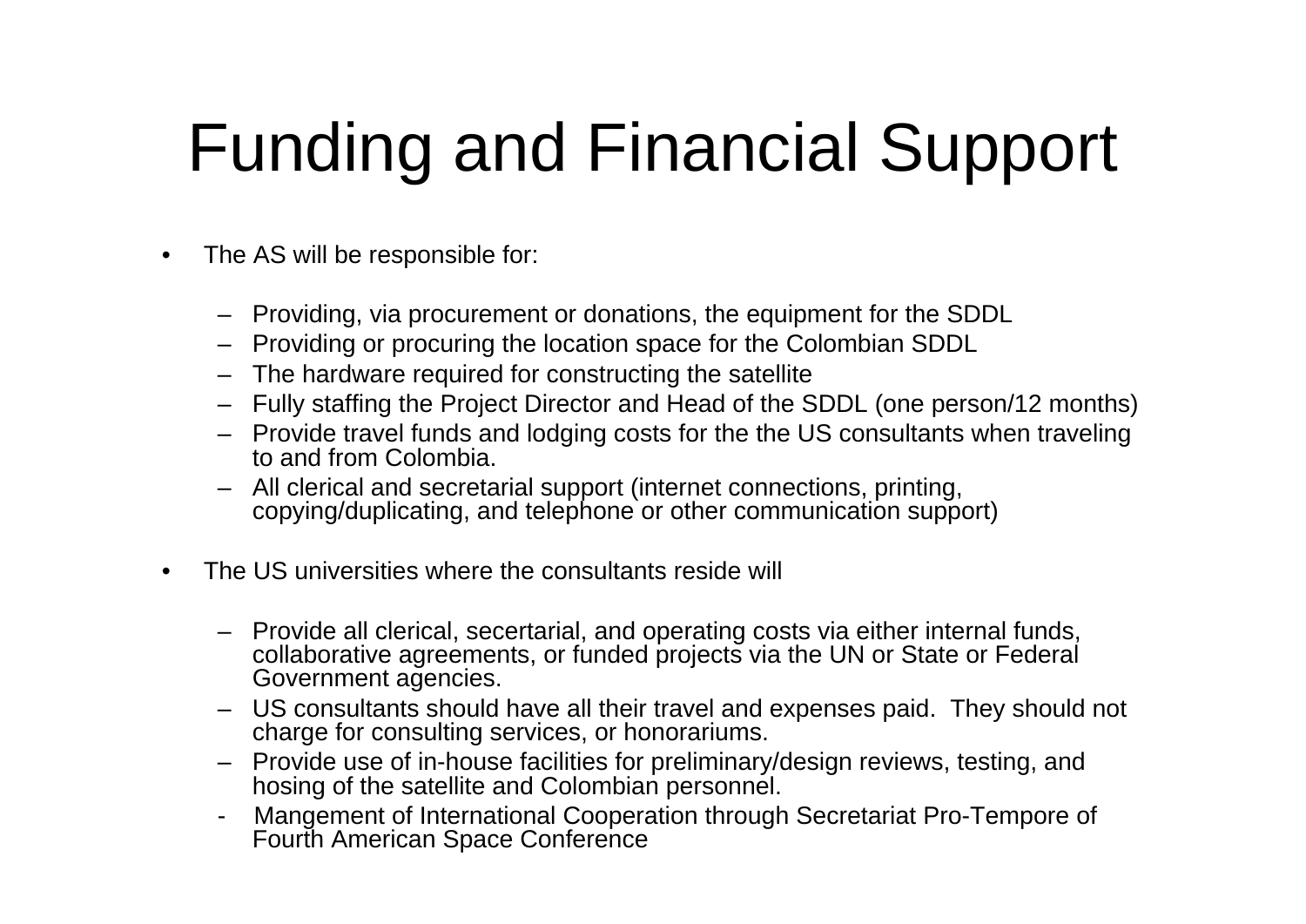# Funding and Financial Support

- The AS will be responsible for:
  - Providing, via procurement or donations, the equipment for the SDDL
  - Providing or procuring the location space for the Colombian SDDL
  - The hardware required for constructing the satellite
  - Fully staffing the Project Director and Head of the SDDL (one person/12 months)
  - Provide travel funds and lodging costs for the the US consultants when traveling to and from Colombia.
  - All clerical and secretarial support (internet connections, printing, copying/duplicating, and telephone or other communication support)
- The US universities where the consultants reside will
  - Provide all clerical, secertarial, and operating costs via either internal funds, collaborative agreements, or funded projects via the UN or State or Federal Government agencies.
  - US consultants should have all their travel and expenses paid. They should not charge for consulting services, or honorariums.
  - Provide use of in-house facilities for preliminary/design reviews, testing, and hosing of the satellite and Colombian personnel.
  - Mangement of International Cooperation through Secretariat Pro-Tempore of Fourth American Space Conference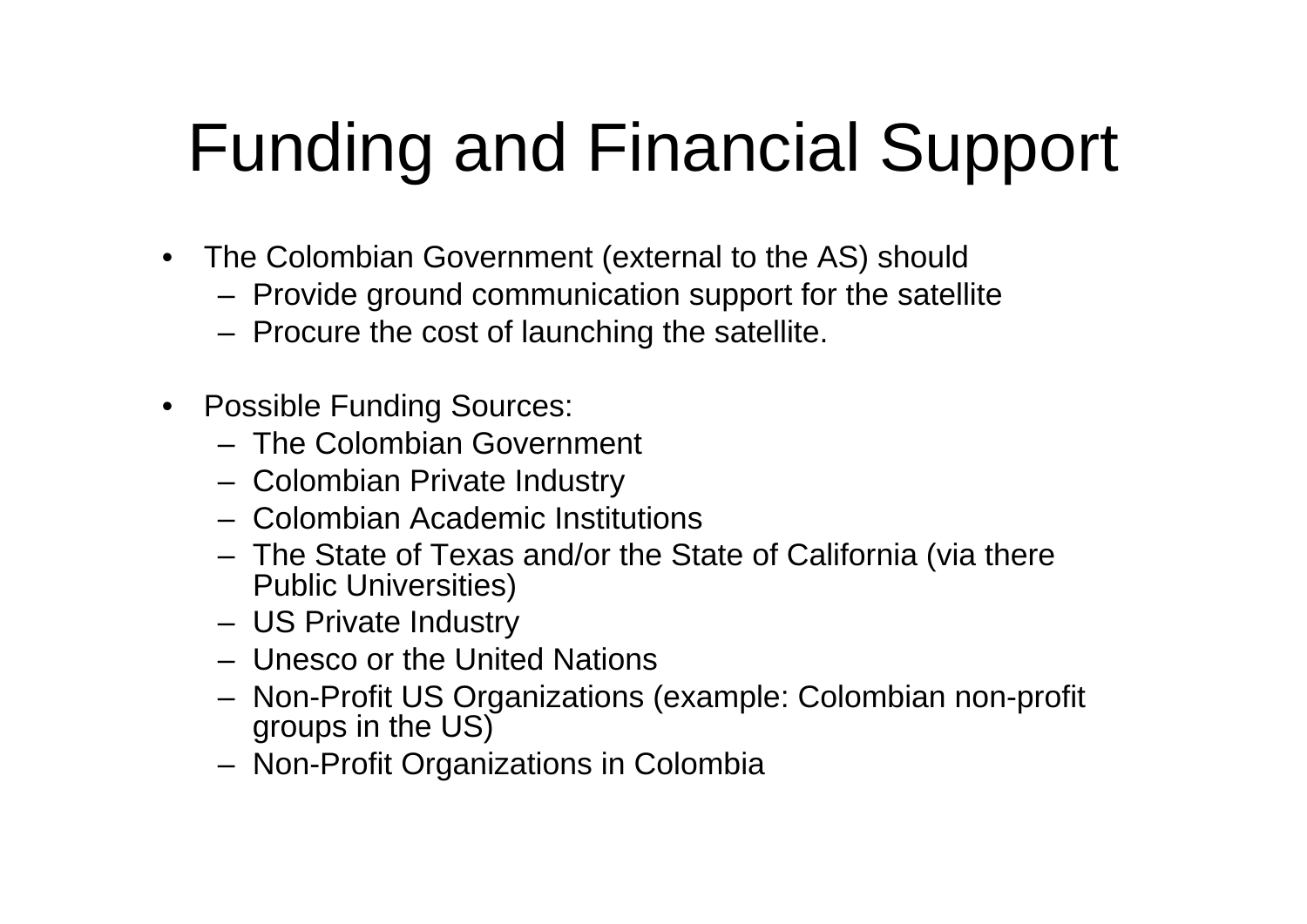# Funding and Financial Support

- The Colombian Government (external to the AS) should
  - Provide ground communication support for the satellite
  - Procure the cost of launching the satellite.

- Possible Funding Sources:
  - The Colombian Government
  - Colombian Private Industry
  - Colombian Academic Institutions
  - The State of Texas and/or the State of California (via there Public Universities)
  - US Private Industry
  - Unesco or the United Nations
  - Non-Profit US Organizations (example: Colombian non-profit groups in the US)
  - Non-Profit Organizations in Colombia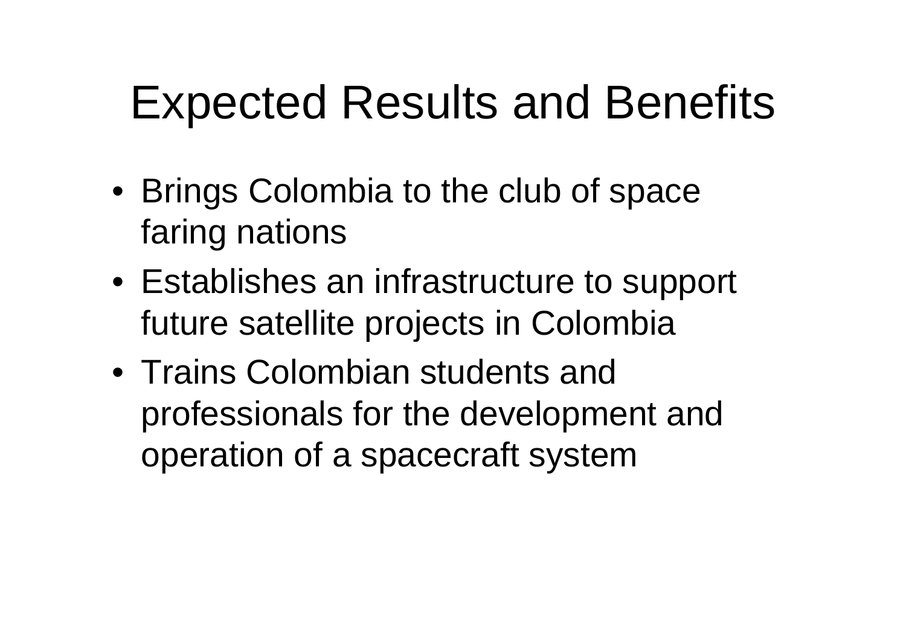# Expected Results and Benefits

- Brings Colombia to the club of space faring nations
- Establishes an infrastructure to support future satellite projects in Colombia
- Trains Colombian students and professionals for the development and operation of a spacecraft system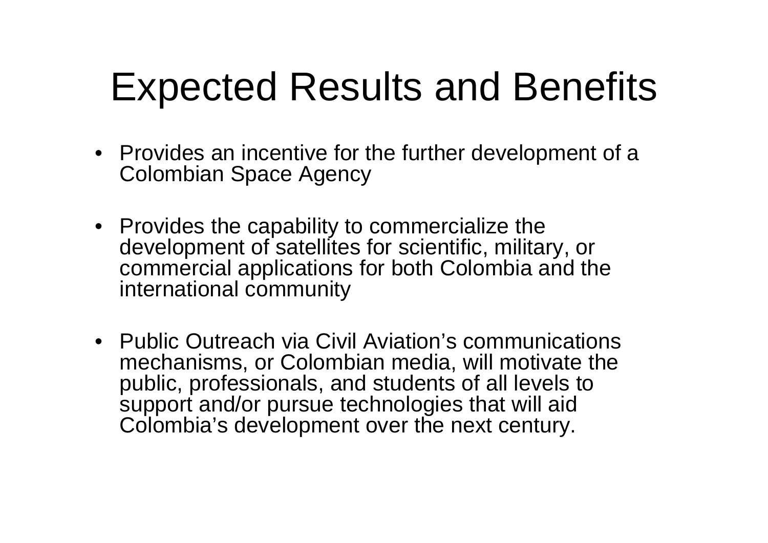# Expected Results and Benefits

- Provides an incentive for the further development of a Colombian Space Agency
- Provides the capability to commercialize the development of satellites for scientific, military, or commercial applications for both Colombia and the international community
- Public Outreach via Civil Aviation's communications mechanisms, or Colombian media, will motivate the public, professionals, and students of all levels to support and/or pursue technologies that will aid Colombia's development over the next century.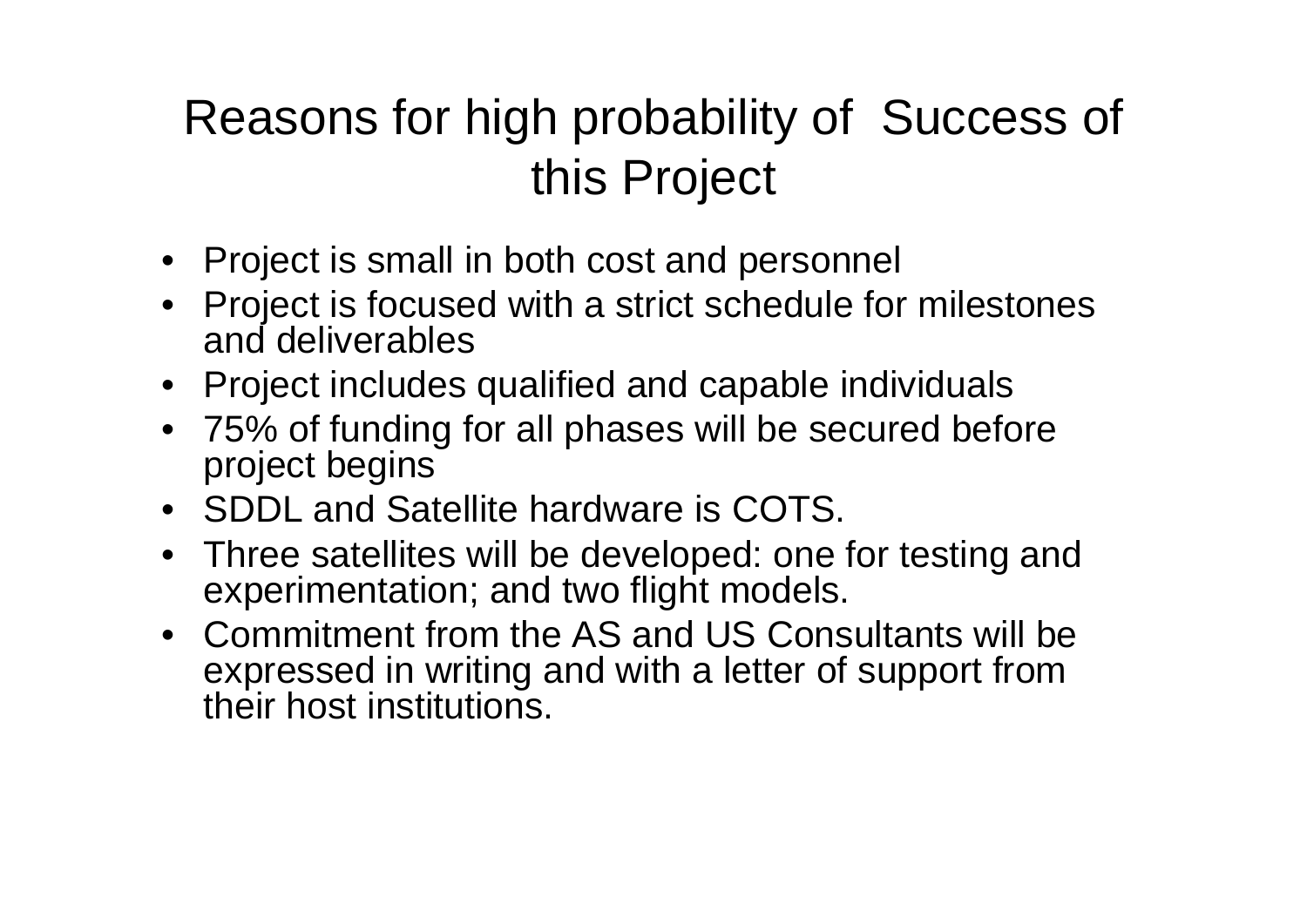# Reasons for high probability of Success of this Project

- Project is small in both cost and personnel
- Project is focused with a strict schedule for milestones and deliverables
- Project includes qualified and capable individuals
- 75% of funding for all phases will be secured before project begins
- SDDL and Satellite hardware is COTS.
- Three satellites will be developed: one for testing and experimentation; and two flight models.
- Commitment from the AS and US Consultants will be expressed in writing and with a letter of support from their host institutions.